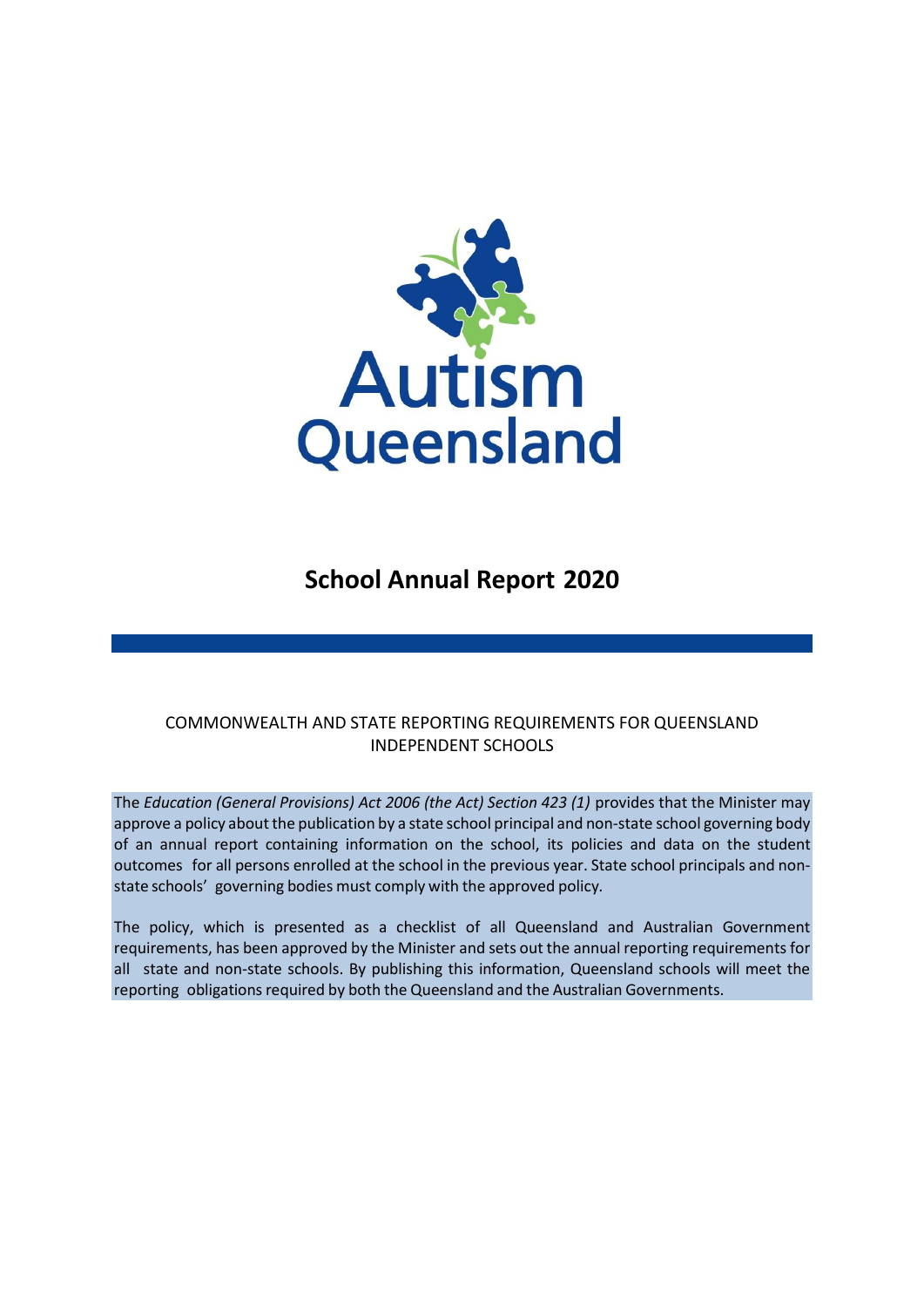Autism Queensland

# School Annual Report 2020

COMMONWEALTH AND STATE REPORTING REQUIREMENTS FOR QUEENSLAND INDEPENDENT SCHOOLS

The *Education (General Provisions) Act 2006 (the Act) Section 423 (1)* provides that the Minister may approve a policy about the publication by a state school principal and non-state school governing body of an annual report containing information on the school, its policies and data on the student outcomes for all persons enrolled at the school in the previous year. State school principals and non-state schools' governing bodies must comply with the approved policy.

The policy, which is presented as a checklist of all Queensland and Australian Government requirements, has been approved by the Minister and sets out the annual reporting requirements for all state and non-state schools. By publishing this information, Queensland schools will meet the reporting obligations required by both the Queensland and the Australian Governments.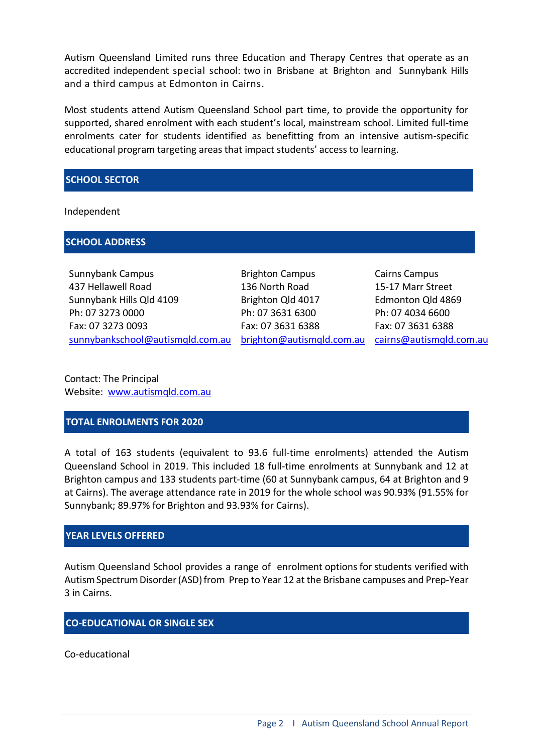Autism Queensland Limited runs three Education and Therapy Centres that operate as an accredited independent special school: two in Brisbane at Brighton and Sunnybank Hills and a third campus at Edmonton in Cairns.

Most students attend Autism Queensland School part time, to provide the opportunity for supported, shared enrolment with each student's local, mainstream school. Limited full-time enrolments cater for students identified as benefitting from an intensive autism-specific educational program targeting areas that impact students' access to learning.

## SCHOOL SECTOR

Independent

## SCHOOL ADDRESS

Sunnybank Campus
437 Hellawell Road
Sunnybank Hills Qld 4109
Ph: 07 3273 0000
Fax: 07 3273 0093
sunnybankschool@autismqld.com.au

Brighton Campus
136 North Road
Brighton Qld 4017
Ph: 07 3631 6300
Fax: 07 3631 6388
brighton@autismqld.com.au

Cairns Campus
15-17 Marr Street
Edmonton Qld 4869
Ph: 07 4034 6600
Fax: 07 3631 6388
cairns@autismqld.com.au

Contact: The Principal
Website: www.autismqld.com.au

## TOTAL ENROLMENTS FOR 2020

A total of 163 students (equivalent to 93.6 full-time enrolments) attended the Autism Queensland School in 2019. This included 18 full-time enrolments at Sunnybank and 12 at Brighton campus and 133 students part-time (60 at Sunnybank campus, 64 at Brighton and 9 at Cairns). The average attendance rate in 2019 for the whole school was 90.93% (91.55% for Sunnybank; 89.97% for Brighton and 93.93% for Cairns).

## YEAR LEVELS OFFERED

Autism Queensland School provides a range of enrolment options for students verified with Autism Spectrum Disorder (ASD) from Prep to Year 12 at the Brisbane campuses and Prep-Year 3 in Cairns.

## CO-EDUCATIONAL OR SINGLE SEX

Co-educational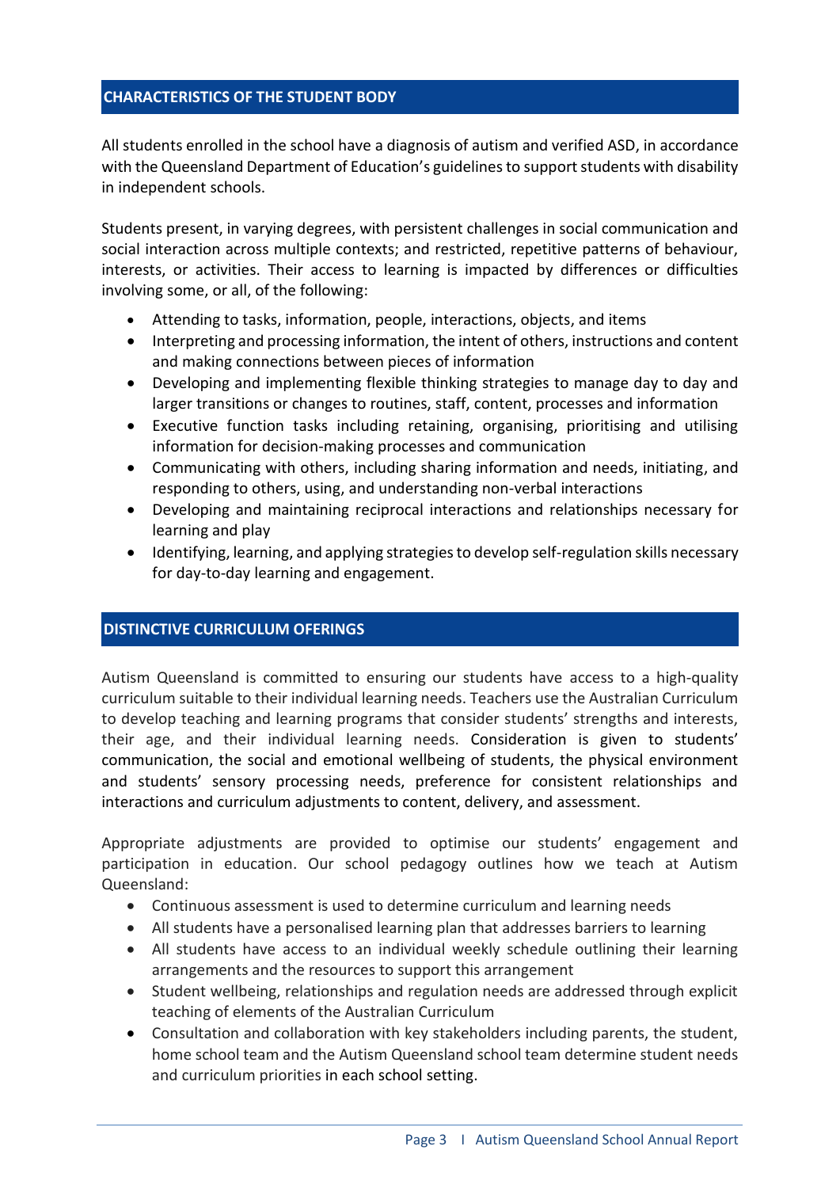## CHARACTERISTICS OF THE STUDENT BODY

All students enrolled in the school have a diagnosis of autism and verified ASD, in accordance with the Queensland Department of Education's guidelines to support students with disability in independent schools.

Students present, in varying degrees, with persistent challenges in social communication and social interaction across multiple contexts; and restricted, repetitive patterns of behaviour, interests, or activities. Their access to learning is impacted by differences or difficulties involving some, or all, of the following:

- Attending to tasks, information, people, interactions, objects, and items
- Interpreting and processing information, the intent of others, instructions and content and making connections between pieces of information
- Developing and implementing flexible thinking strategies to manage day to day and larger transitions or changes to routines, staff, content, processes and information
- Executive function tasks including retaining, organising, prioritising and utilising information for decision-making processes and communication
- Communicating with others, including sharing information and needs, initiating, and responding to others, using, and understanding non-verbal interactions
- Developing and maintaining reciprocal interactions and relationships necessary for learning and play
- Identifying, learning, and applying strategies to develop self-regulation skills necessary for day-to-day learning and engagement.

## DISTINCTIVE CURRICULUM OFERINGS

Autism Queensland is committed to ensuring our students have access to a high-quality curriculum suitable to their individual learning needs. Teachers use the Australian Curriculum to develop teaching and learning programs that consider students' strengths and interests, their age, and their individual learning needs. Consideration is given to students' communication, the social and emotional wellbeing of students, the physical environment and students' sensory processing needs, preference for consistent relationships and interactions and curriculum adjustments to content, delivery, and assessment.

Appropriate adjustments are provided to optimise our students' engagement and participation in education. Our school pedagogy outlines how we teach at Autism Queensland:

- Continuous assessment is used to determine curriculum and learning needs
- All students have a personalised learning plan that addresses barriers to learning
- All students have access to an individual weekly schedule outlining their learning arrangements and the resources to support this arrangement
- Student wellbeing, relationships and regulation needs are addressed through explicit teaching of elements of the Australian Curriculum
- Consultation and collaboration with key stakeholders including parents, the student, home school team and the Autism Queensland school team determine student needs and curriculum priorities in each school setting.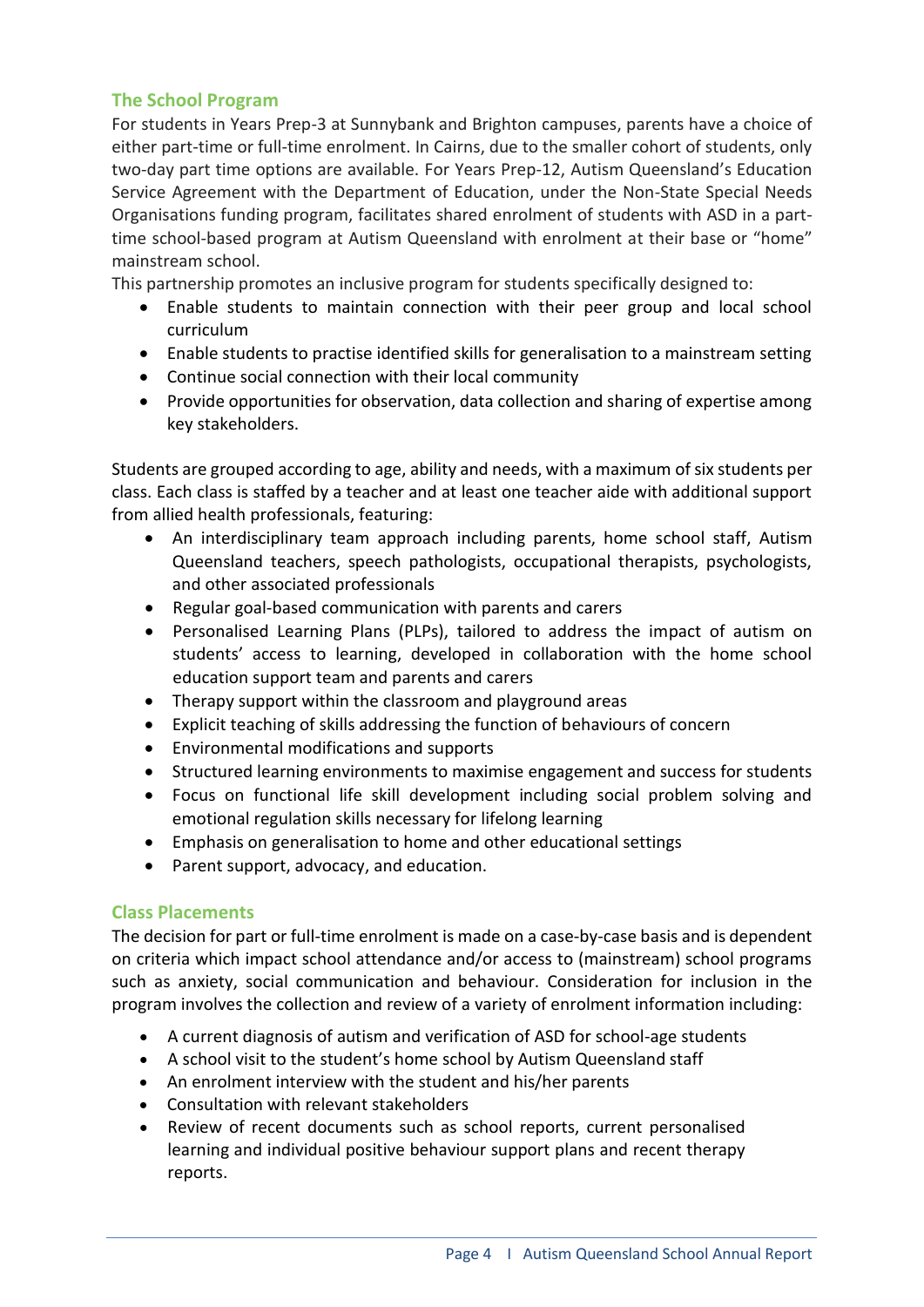## The School Program

For students in Years Prep-3 at Sunnybank and Brighton campuses, parents have a choice of either part-time or full-time enrolment. In Cairns, due to the smaller cohort of students, only two-day part time options are available. For Years Prep-12, Autism Queensland's Education Service Agreement with the Department of Education, under the Non-State Special Needs Organisations funding program, facilitates shared enrolment of students with ASD in a part-time school-based program at Autism Queensland with enrolment at their base or "home" mainstream school.

This partnership promotes an inclusive program for students specifically designed to:

- Enable students to maintain connection with their peer group and local school curriculum
- Enable students to practise identified skills for generalisation to a mainstream setting
- Continue social connection with their local community
- Provide opportunities for observation, data collection and sharing of expertise among key stakeholders.

Students are grouped according to age, ability and needs, with a maximum of six students per class. Each class is staffed by a teacher and at least one teacher aide with additional support from allied health professionals, featuring:

- An interdisciplinary team approach including parents, home school staff, Autism Queensland teachers, speech pathologists, occupational therapists, psychologists, and other associated professionals
- Regular goal-based communication with parents and carers
- Personalised Learning Plans (PLPs), tailored to address the impact of autism on students' access to learning, developed in collaboration with the home school education support team and parents and carers
- Therapy support within the classroom and playground areas
- Explicit teaching of skills addressing the function of behaviours of concern
- Environmental modifications and supports
- Structured learning environments to maximise engagement and success for students
- Focus on functional life skill development including social problem solving and emotional regulation skills necessary for lifelong learning
- Emphasis on generalisation to home and other educational settings
- Parent support, advocacy, and education.

## Class Placements

The decision for part or full-time enrolment is made on a case-by-case basis and is dependent on criteria which impact school attendance and/or access to (mainstream) school programs such as anxiety, social communication and behaviour. Consideration for inclusion in the program involves the collection and review of a variety of enrolment information including:

- A current diagnosis of autism and verification of ASD for school-age students
- A school visit to the student's home school by Autism Queensland staff
- An enrolment interview with the student and his/her parents
- Consultation with relevant stakeholders
- Review of recent documents such as school reports, current personalised learning and individual positive behaviour support plans and recent therapy reports.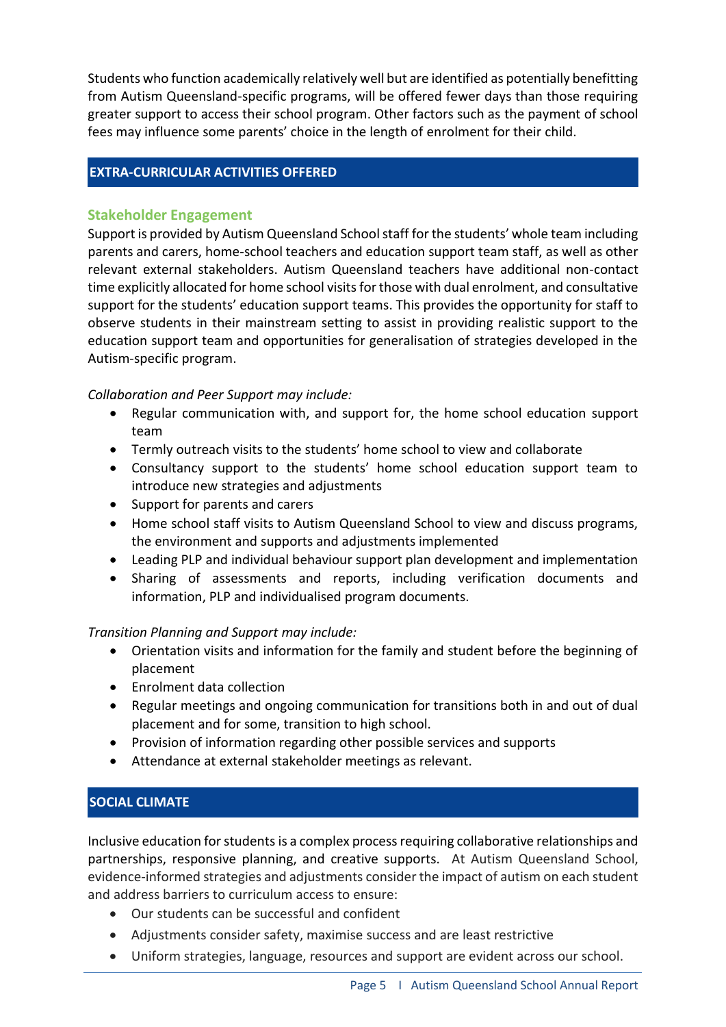Students who function academically relatively well but are identified as potentially benefitting from Autism Queensland-specific programs, will be offered fewer days than those requiring greater support to access their school program. Other factors such as the payment of school fees may influence some parents' choice in the length of enrolment for their child.

## EXTRA-CURRICULAR ACTIVITIES OFFERED

### Stakeholder Engagement

Support is provided by Autism Queensland School staff for the students' whole team including parents and carers, home-school teachers and education support team staff, as well as other relevant external stakeholders. Autism Queensland teachers have additional non-contact time explicitly allocated for home school visits for those with dual enrolment, and consultative support for the students' education support teams. This provides the opportunity for staff to observe students in their mainstream setting to assist in providing realistic support to the education support team and opportunities for generalisation of strategies developed in the Autism-specific program.

*Collaboration and Peer Support may include:*

- Regular communication with, and support for, the home school education support team
- Termly outreach visits to the students' home school to view and collaborate
- Consultancy support to the students' home school education support team to introduce new strategies and adjustments
- Support for parents and carers
- Home school staff visits to Autism Queensland School to view and discuss programs, the environment and supports and adjustments implemented
- Leading PLP and individual behaviour support plan development and implementation
- Sharing of assessments and reports, including verification documents and information, PLP and individualised program documents.

*Transition Planning and Support may include:*

- Orientation visits and information for the family and student before the beginning of placement
- Enrolment data collection
- Regular meetings and ongoing communication for transitions both in and out of dual placement and for some, transition to high school.
- Provision of information regarding other possible services and supports
- Attendance at external stakeholder meetings as relevant.

## SOCIAL CLIMATE

Inclusive education for students is a complex process requiring collaborative relationships and partnerships, responsive planning, and creative supports. At Autism Queensland School, evidence-informed strategies and adjustments consider the impact of autism on each student and address barriers to curriculum access to ensure:

- Our students can be successful and confident
- Adjustments consider safety, maximise success and are least restrictive
- Uniform strategies, language, resources and support are evident across our school.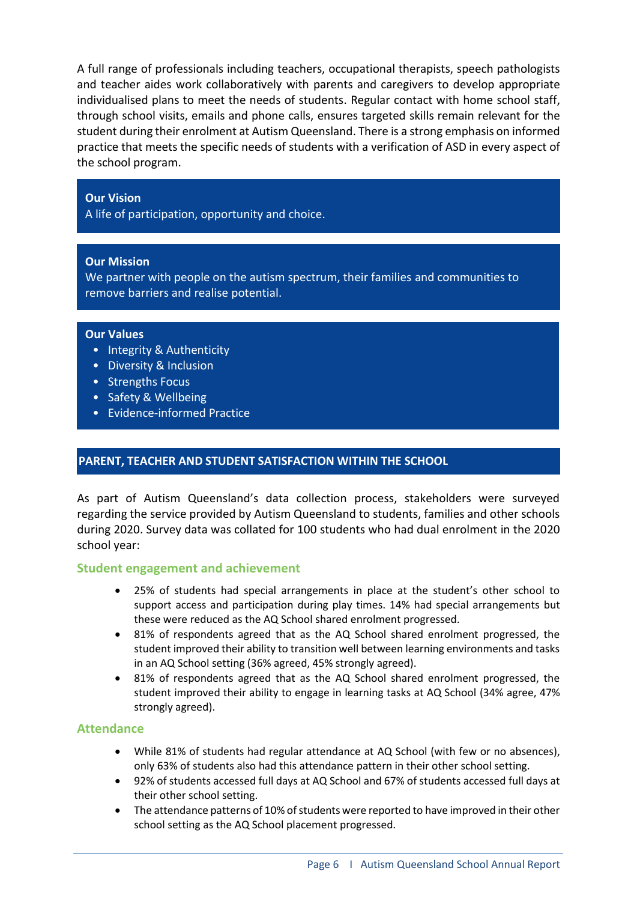A full range of professionals including teachers, occupational therapists, speech pathologists and teacher aides work collaboratively with parents and caregivers to develop appropriate individualised plans to meet the needs of students. Regular contact with home school staff, through school visits, emails and phone calls, ensures targeted skills remain relevant for the student during their enrolment at Autism Queensland. There is a strong emphasis on informed practice that meets the specific needs of students with a verification of ASD in every aspect of the school program.

**Our Vision**
A life of participation, opportunity and choice.

**Our Mission**
We partner with people on the autism spectrum, their families and communities to remove barriers and realise potential.

**Our Values**

- Integrity & Authenticity
- Diversity & Inclusion
- Strengths Focus
- Safety & Wellbeing
- Evidence-informed Practice

## PARENT, TEACHER AND STUDENT SATISFACTION WITHIN THE SCHOOL

As part of Autism Queensland's data collection process, stakeholders were surveyed regarding the service provided by Autism Queensland to students, families and other schools during 2020. Survey data was collated for 100 students who had dual enrolment in the 2020 school year:

### Student engagement and achievement

- 25% of students had special arrangements in place at the student's other school to support access and participation during play times. 14% had special arrangements but these were reduced as the AQ School shared enrolment progressed.
- 81% of respondents agreed that as the AQ School shared enrolment progressed, the student improved their ability to transition well between learning environments and tasks in an AQ School setting (36% agreed, 45% strongly agreed).
- 81% of respondents agreed that as the AQ School shared enrolment progressed, the student improved their ability to engage in learning tasks at AQ School (34% agree, 47% strongly agreed).

### Attendance

- While 81% of students had regular attendance at AQ School (with few or no absences), only 63% of students also had this attendance pattern in their other school setting.
- 92% of students accessed full days at AQ School and 67% of students accessed full days at their other school setting.
- The attendance patterns of 10% of students were reported to have improved in their other school setting as the AQ School placement progressed.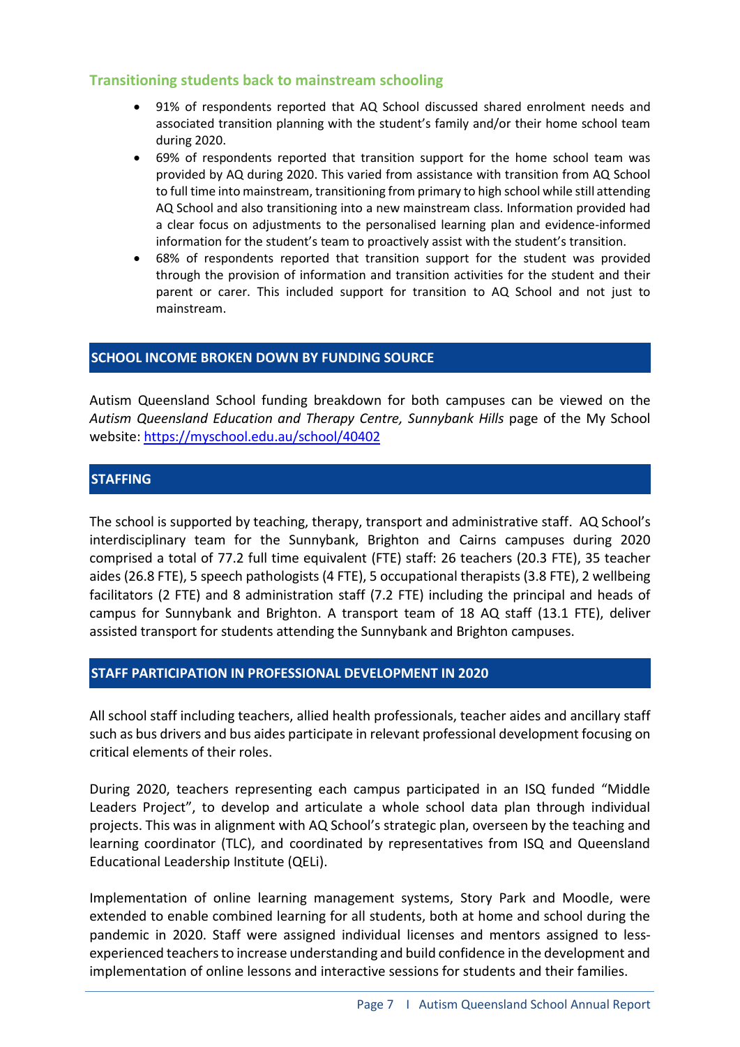### Transitioning students back to mainstream schooling

- 91% of respondents reported that AQ School discussed shared enrolment needs and associated transition planning with the student's family and/or their home school team during 2020.
- 69% of respondents reported that transition support for the home school team was provided by AQ during 2020. This varied from assistance with transition from AQ School to full time into mainstream, transitioning from primary to high school while still attending AQ School and also transitioning into a new mainstream class. Information provided had a clear focus on adjustments to the personalised learning plan and evidence-informed information for the student's team to proactively assist with the student's transition.
- 68% of respondents reported that transition support for the student was provided through the provision of information and transition activities for the student and their parent or carer. This included support for transition to AQ School and not just to mainstream.

## SCHOOL INCOME BROKEN DOWN BY FUNDING SOURCE

Autism Queensland School funding breakdown for both campuses can be viewed on the *Autism Queensland Education and Therapy Centre, Sunnybank Hills* page of the My School website: https://myschool.edu.au/school/40402

## STAFFING

The school is supported by teaching, therapy, transport and administrative staff. AQ School's interdisciplinary team for the Sunnybank, Brighton and Cairns campuses during 2020 comprised a total of 77.2 full time equivalent (FTE) staff: 26 teachers (20.3 FTE), 35 teacher aides (26.8 FTE), 5 speech pathologists (4 FTE), 5 occupational therapists (3.8 FTE), 2 wellbeing facilitators (2 FTE) and 8 administration staff (7.2 FTE) including the principal and heads of campus for Sunnybank and Brighton. A transport team of 18 AQ staff (13.1 FTE), deliver assisted transport for students attending the Sunnybank and Brighton campuses.

## STAFF PARTICIPATION IN PROFESSIONAL DEVELOPMENT IN 2020

All school staff including teachers, allied health professionals, teacher aides and ancillary staff such as bus drivers and bus aides participate in relevant professional development focusing on critical elements of their roles.

During 2020, teachers representing each campus participated in an ISQ funded "Middle Leaders Project", to develop and articulate a whole school data plan through individual projects. This was in alignment with AQ School's strategic plan, overseen by the teaching and learning coordinator (TLC), and coordinated by representatives from ISQ and Queensland Educational Leadership Institute (QELi).

Implementation of online learning management systems, Story Park and Moodle, were extended to enable combined learning for all students, both at home and school during the pandemic in 2020. Staff were assigned individual licenses and mentors assigned to less-experienced teachers to increase understanding and build confidence in the development and implementation of online lessons and interactive sessions for students and their families.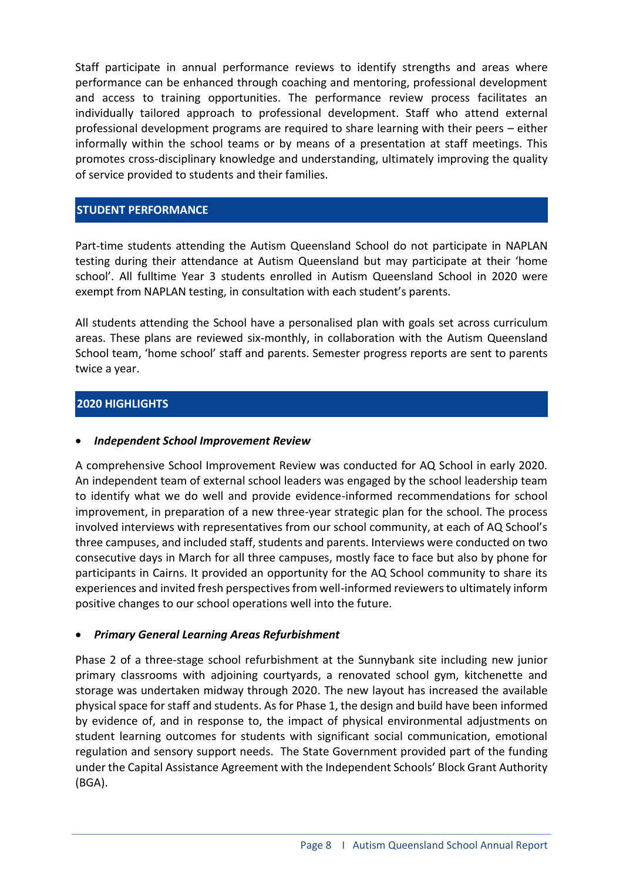Staff participate in annual performance reviews to identify strengths and areas where performance can be enhanced through coaching and mentoring, professional development and access to training opportunities. The performance review process facilitates an individually tailored approach to professional development. Staff who attend external professional development programs are required to share learning with their peers – either informally within the school teams or by means of a presentation at staff meetings. This promotes cross-disciplinary knowledge and understanding, ultimately improving the quality of service provided to students and their families.

## STUDENT PERFORMANCE

Part-time students attending the Autism Queensland School do not participate in NAPLAN testing during their attendance at Autism Queensland but may participate at their 'home school'. All fulltime Year 3 students enrolled in Autism Queensland School in 2020 were exempt from NAPLAN testing, in consultation with each student's parents.

All students attending the School have a personalised plan with goals set across curriculum areas. These plans are reviewed six-monthly, in collaboration with the Autism Queensland School team, 'home school' staff and parents. Semester progress reports are sent to parents twice a year.

## 2020 HIGHLIGHTS

- ***Independent School Improvement Review***

A comprehensive School Improvement Review was conducted for AQ School in early 2020. An independent team of external school leaders was engaged by the school leadership team to identify what we do well and provide evidence-informed recommendations for school improvement, in preparation of a new three-year strategic plan for the school. The process involved interviews with representatives from our school community, at each of AQ School's three campuses, and included staff, students and parents. Interviews were conducted on two consecutive days in March for all three campuses, mostly face to face but also by phone for participants in Cairns. It provided an opportunity for the AQ School community to share its experiences and invited fresh perspectives from well-informed reviewers to ultimately inform positive changes to our school operations well into the future.

- ***Primary General Learning Areas Refurbishment***

Phase 2 of a three-stage school refurbishment at the Sunnybank site including new junior primary classrooms with adjoining courtyards, a renovated school gym, kitchenette and storage was undertaken midway through 2020. The new layout has increased the available physical space for staff and students. As for Phase 1, the design and build have been informed by evidence of, and in response to, the impact of physical environmental adjustments on student learning outcomes for students with significant social communication, emotional regulation and sensory support needs. The State Government provided part of the funding under the Capital Assistance Agreement with the Independent Schools' Block Grant Authority (BGA).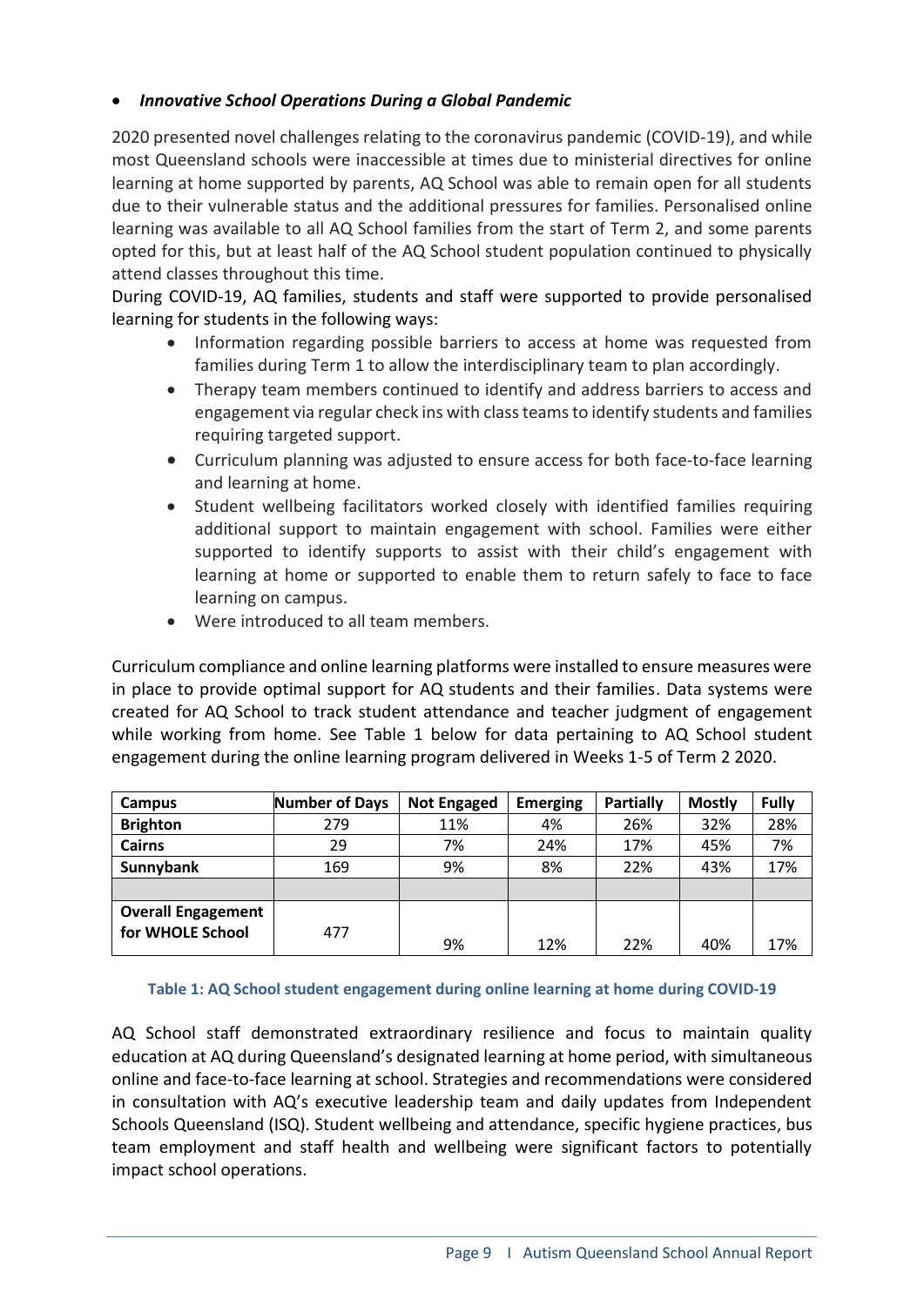- ***Innovative School Operations During a Global Pandemic***

2020 presented novel challenges relating to the coronavirus pandemic (COVID-19), and while most Queensland schools were inaccessible at times due to ministerial directives for online learning at home supported by parents, AQ School was able to remain open for all students due to their vulnerable status and the additional pressures for families. Personalised online learning was available to all AQ School families from the start of Term 2, and some parents opted for this, but at least half of the AQ School student population continued to physically attend classes throughout this time.
During COVID-19, AQ families, students and staff were supported to provide personalised learning for students in the following ways:

- Information regarding possible barriers to access at home was requested from families during Term 1 to allow the interdisciplinary team to plan accordingly.
- Therapy team members continued to identify and address barriers to access and engagement via regular check ins with class teams to identify students and families requiring targeted support.
- Curriculum planning was adjusted to ensure access for both face-to-face learning and learning at home.
- Student wellbeing facilitators worked closely with identified families requiring additional support to maintain engagement with school. Families were either supported to identify supports to assist with their child's engagement with learning at home or supported to enable them to return safely to face to face learning on campus.
- Were introduced to all team members.

Curriculum compliance and online learning platforms were installed to ensure measures were in place to provide optimal support for AQ students and their families. Data systems were created for AQ School to track student attendance and teacher judgment of engagement while working from home. See Table 1 below for data pertaining to AQ School student engagement during the online learning program delivered in Weeks 1-5 of Term 2 2020.

| Campus | Number of Days | Not Engaged | Emerging | Partially | Mostly | Fully |
|---|---|---|---|---|---|---|
| **Brighton** | 279 | 11% | 4% | 26% | 32% | 28% |
| **Cairns** | 29 | 7% | 24% | 17% | 45% | 7% |
| **Sunnybank** | 169 | 9% | 8% | 22% | 43% | 17% |
| | | | | | | |
| **Overall Engagement for WHOLE School** | 477 | 9% | 12% | 22% | 40% | 17% |

**Table 1: AQ School student engagement during online learning at home during COVID-19**

AQ School staff demonstrated extraordinary resilience and focus to maintain quality education at AQ during Queensland's designated learning at home period, with simultaneous online and face-to-face learning at school. Strategies and recommendations were considered in consultation with AQ's executive leadership team and daily updates from Independent Schools Queensland (ISQ). Student wellbeing and attendance, specific hygiene practices, bus team employment and staff health and wellbeing were significant factors to potentially impact school operations.